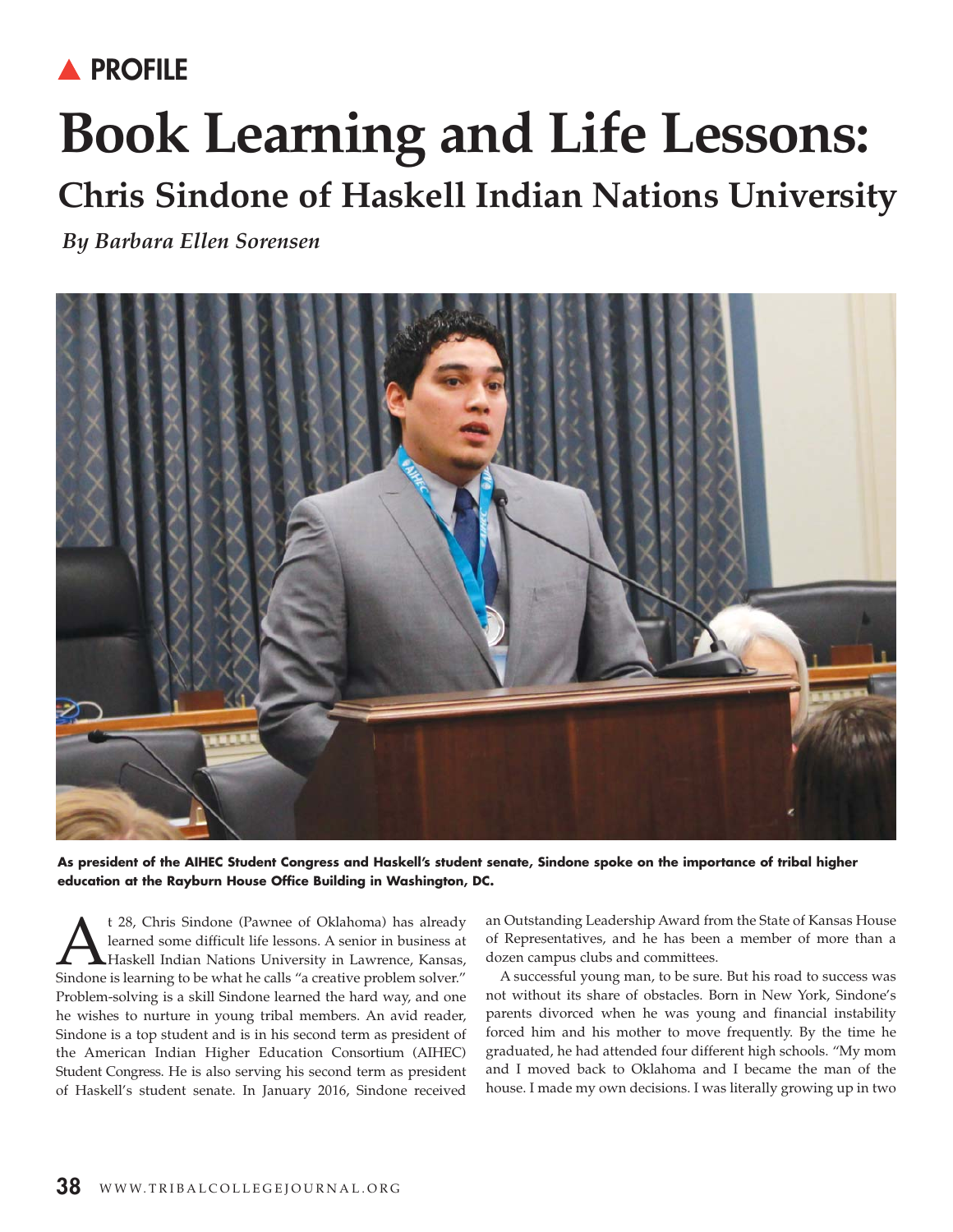**▲ PROFILE**

# Book Learning and Life Lessons:

## Chris Sindone of Haskell Indian Nations University

*By Barbara Ellen Sorensen*

**As president of the AIHEC Student Congress and Haskell's student senate, Sindone spoke on the importance of tribal higher education at the Rayburn House Office Building in Washington, DC.**

At 28, Chris Sindone (Pawnee of Oklahoma) has already learned some difficult life lessons. A senior in business at Haskell Indian Nations University in Lawrence, Kansas, Sindone is learning to be what he calls "a creative problem solver." Problem-solving is a skill Sindone learned the hard way, and one he wishes to nurture in young tribal members. An avid reader, Sindone is a top student and is in his second term as president of the American Indian Higher Education Consortium (AIHEC) Student Congress. He is also serving his second term as president of Haskell's student senate. In January 2016, Sindone received an Outstanding Leadership Award from the State of Kansas House of Representatives, and he has been a member of more than a dozen campus clubs and committees.

A successful young man, to be sure. But his road to success was not without its share of obstacles. Born in New York, Sindone's parents divorced when he was young and financial instability forced him and his mother to move frequently. By the time he graduated, he had attended four different high schools. "My mom and I moved back to Oklahoma and I became the man of the house. I made my own decisions. I was literally growing up in two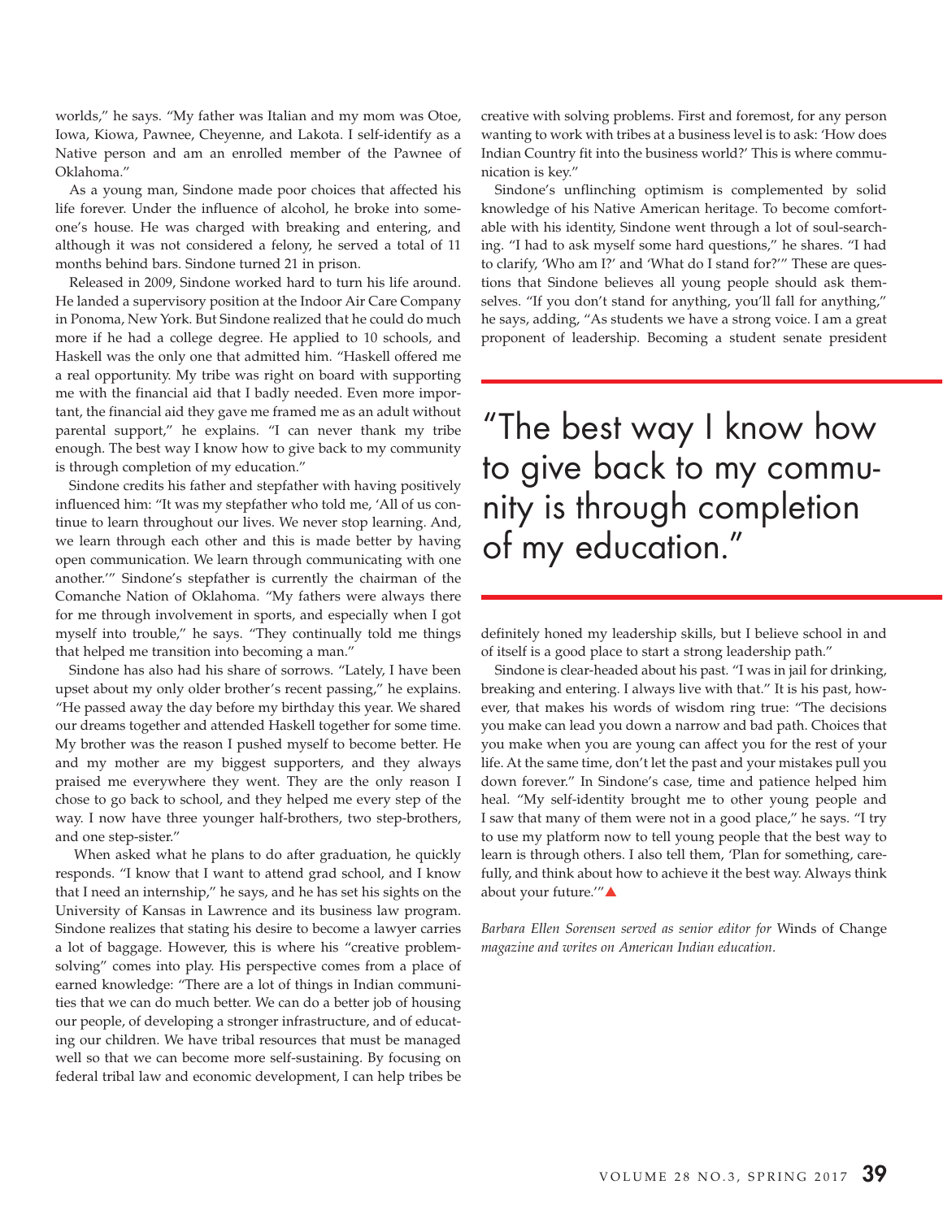worlds," he says. "My father was Italian and my mom was Otoe, Iowa, Kiowa, Pawnee, Cheyenne, and Lakota. I self-identify as a Native person and am an enrolled member of the Pawnee of Oklahoma."

As a young man, Sindone made poor choices that affected his life forever. Under the influence of alcohol, he broke into someone's house. He was charged with breaking and entering, and although it was not considered a felony, he served a total of 11 months behind bars. Sindone turned 21 in prison.

Released in 2009, Sindone worked hard to turn his life around. He landed a supervisory position at the Indoor Air Care Company in Ponoma, New York. But Sindone realized that he could do much more if he had a college degree. He applied to 10 schools, and Haskell was the only one that admitted him. "Haskell offered me a real opportunity. My tribe was right on board with supporting me with the financial aid that I badly needed. Even more important, the financial aid they gave me framed me as an adult without parental support," he explains. "I can never thank my tribe enough. The best way I know how to give back to my community is through completion of my education."

Sindone credits his father and stepfather with having positively influenced him: "It was my stepfather who told me, 'All of us continue to learn throughout our lives. We never stop learning. And, we learn through each other and this is made better by having open communication. We learn through communicating with one another.'" Sindone's stepfather is currently the chairman of the Comanche Nation of Oklahoma. "My fathers were always there for me through involvement in sports, and especially when I got myself into trouble," he says. "They continually told me things that helped me transition into becoming a man."

Sindone has also had his share of sorrows. "Lately, I have been upset about my only older brother's recent passing," he explains. "He passed away the day before my birthday this year. We shared our dreams together and attended Haskell together for some time. My brother was the reason I pushed myself to become better. He and my mother are my biggest supporters, and they always praised me everywhere they went. They are the only reason I chose to go back to school, and they helped me every step of the way. I now have three younger half-brothers, two step-brothers, and one step-sister."

When asked what he plans to do after graduation, he quickly responds. "I know that I want to attend grad school, and I know that I need an internship," he says, and he has set his sights on the University of Kansas in Lawrence and its business law program. Sindone realizes that stating his desire to become a lawyer carries a lot of baggage. However, this is where his "creative problem-solving" comes into play. His perspective comes from a place of earned knowledge: "There are a lot of things in Indian communities that we can do much better. We can do a better job of housing our people, of developing a stronger infrastructure, and of educating our children. We have tribal resources that must be managed well so that we can become more self-sustaining. By focusing on federal tribal law and economic development, I can help tribes be creative with solving problems. First and foremost, for any person wanting to work with tribes at a business level is to ask: 'How does Indian Country fit into the business world?' This is where communication is key."

Sindone's unflinching optimism is complemented by solid knowledge of his Native American heritage. To become comfortable with his identity, Sindone went through a lot of soul-searching. "I had to ask myself some hard questions," he shares. "I had to clarify, 'Who am I?' and 'What do I stand for?'" These are questions that Sindone believes all young people should ask themselves. "If you don't stand for anything, you'll fall for anything," he says, adding, "As students we have a strong voice. I am a great proponent of leadership. Becoming a student senate president definitely honed my leadership skills, but I believe school in and of itself is a good place to start a strong leadership path."

> "The best way I know how to give back to my community is through completion of my education."

Sindone is clear-headed about his past. "I was in jail for drinking, breaking and entering. I always live with that." It is his past, however, that makes his words of wisdom ring true: "The decisions you make can lead you down a narrow and bad path. Choices that you make when you are young can affect you for the rest of your life. At the same time, don't let the past and your mistakes pull you down forever." In Sindone's case, time and patience helped him heal. "My self-identity brought me to other young people and I saw that many of them were not in a good place," he says. "I try to use my platform now to tell young people that the best way to learn is through others. I also tell them, 'Plan for something, carefully, and think about how to achieve it the best way. Always think about your future.'"▲

*Barbara Ellen Sorensen served as senior editor for* Winds of Change *magazine and writes on American Indian education.*